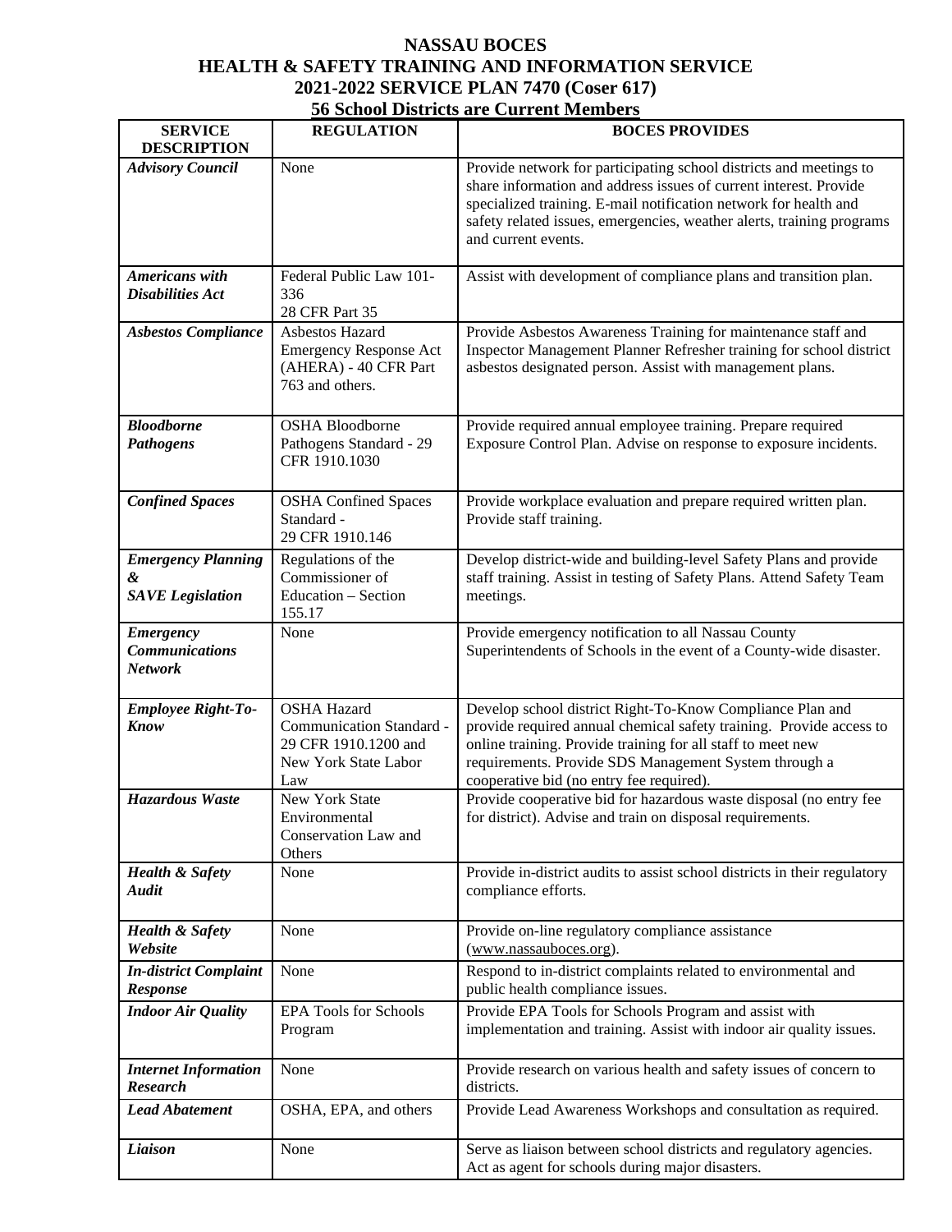# NASSAU BOCES
# HEALTH & SAFETY TRAINING AND INFORMATION SERVICE
# 2021-2022 SERVICE PLAN 7470 (Coser 617)
## 56 School Districts are Current Members

| SERVICE DESCRIPTION | REGULATION | BOCES PROVIDES |
|---|---|---|
| ***Advisory Council*** | None | Provide network for participating school districts and meetings to share information and address issues of current interest. Provide specialized training. E-mail notification network for health and safety related issues, emergencies, weather alerts, training programs and current events. |
| ***Americans with Disabilities Act*** | Federal Public Law 101-336 28 CFR Part 35 | Assist with development of compliance plans and transition plan. |
| ***Asbestos Compliance*** | Asbestos Hazard Emergency Response Act (AHERA) - 40 CFR Part 763 and others. | Provide Asbestos Awareness Training for maintenance staff and Inspector Management Planner Refresher training for school district asbestos designated person. Assist with management plans. |
| ***Bloodborne Pathogens*** | OSHA Bloodborne Pathogens Standard - 29 CFR 1910.1030 | Provide required annual employee training. Prepare required Exposure Control Plan. Advise on response to exposure incidents. |
| ***Confined Spaces*** | OSHA Confined Spaces Standard - 29 CFR 1910.146 | Provide workplace evaluation and prepare required written plan. Provide staff training. |
| ***Emergency Planning & SAVE Legislation*** | Regulations of the Commissioner of Education – Section 155.17 | Develop district-wide and building-level Safety Plans and provide staff training. Assist in testing of Safety Plans. Attend Safety Team meetings. |
| ***Emergency Communications Network*** | None | Provide emergency notification to all Nassau County Superintendents of Schools in the event of a County-wide disaster. |
| ***Employee Right-To-Know*** | OSHA Hazard Communication Standard - 29 CFR 1910.1200 and New York State Labor Law | Develop school district Right-To-Know Compliance Plan and provide required annual chemical safety training. Provide access to online training. Provide training for all staff to meet new requirements. Provide SDS Management System through a cooperative bid (no entry fee required). |
| ***Hazardous Waste*** | New York State Environmental Conservation Law and Others | Provide cooperative bid for hazardous waste disposal (no entry fee for district). Advise and train on disposal requirements. |
| ***Health & Safety Audit*** | None | Provide in-district audits to assist school districts in their regulatory compliance efforts. |
| ***Health & Safety Website*** | None | Provide on-line regulatory compliance assistance (www.nassauboces.org). |
| ***In-district Complaint Response*** | None | Respond to in-district complaints related to environmental and public health compliance issues. |
| ***Indoor Air Quality*** | EPA Tools for Schools Program | Provide EPA Tools for Schools Program and assist with implementation and training. Assist with indoor air quality issues. |
| ***Internet Information Research*** | None | Provide research on various health and safety issues of concern to districts. |
| ***Lead Abatement*** | OSHA, EPA, and others | Provide Lead Awareness Workshops and consultation as required. |
| ***Liaison*** | None | Serve as liaison between school districts and regulatory agencies. Act as agent for schools during major disasters. |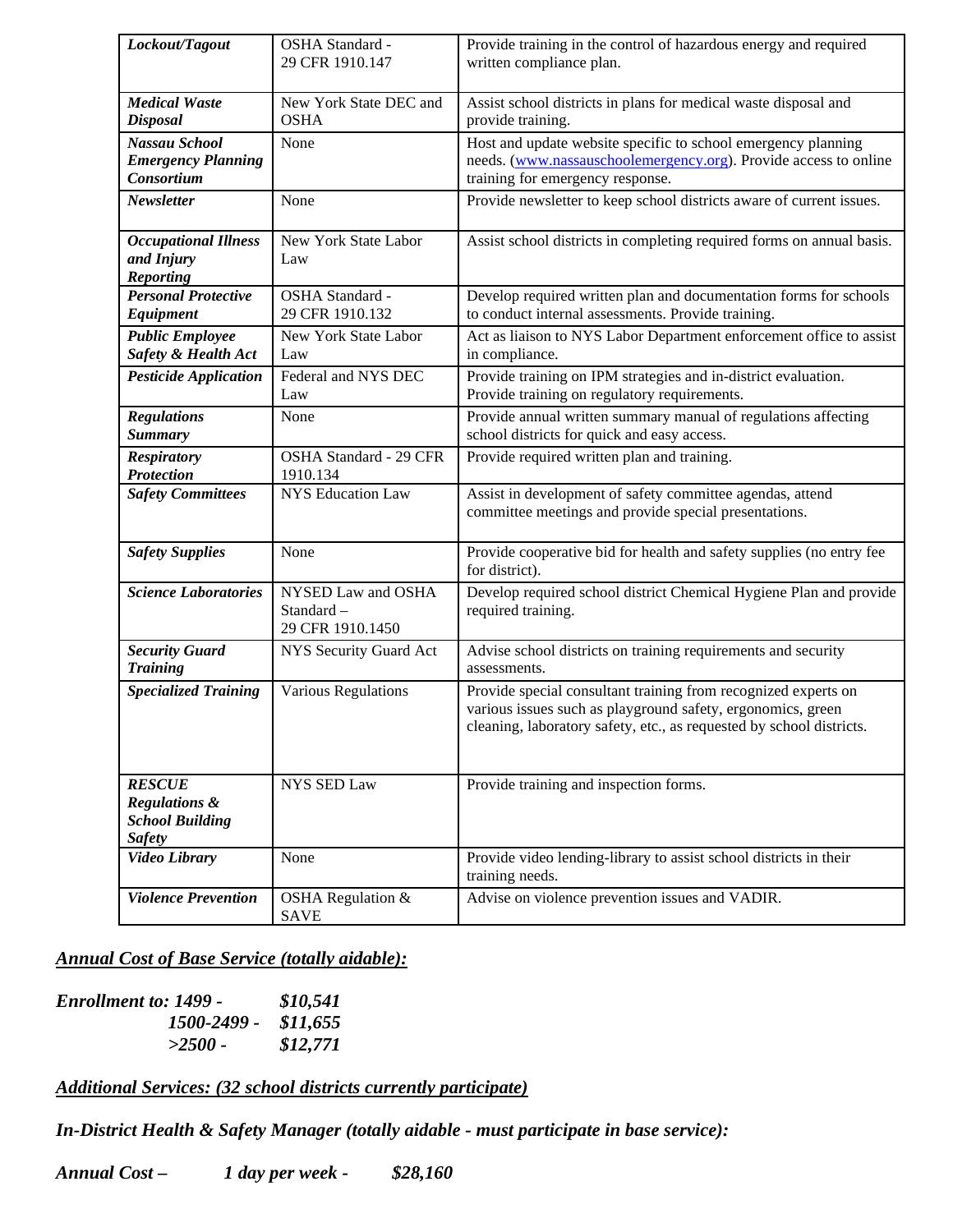| | | |
|---|---|---|
| ***Lockout/Tagout*** | OSHA Standard - 29 CFR 1910.147 | Provide training in the control of hazardous energy and required written compliance plan. |
| ***Medical Waste Disposal*** | New York State DEC and OSHA | Assist school districts in plans for medical waste disposal and provide training. |
| ***Nassau School Emergency Planning Consortium*** | None | Host and update website specific to school emergency planning needs. (www.nassauschoolemergency.org). Provide access to online training for emergency response. |
| ***Newsletter*** | None | Provide newsletter to keep school districts aware of current issues. |
| ***Occupational Illness and Injury Reporting*** | New York State Labor Law | Assist school districts in completing required forms on annual basis. |
| ***Personal Protective Equipment*** | OSHA Standard - 29 CFR 1910.132 | Develop required written plan and documentation forms for schools to conduct internal assessments. Provide training. |
| ***Public Employee Safety & Health Act*** | New York State Labor Law | Act as liaison to NYS Labor Department enforcement office to assist in compliance. |
| ***Pesticide Application*** | Federal and NYS DEC Law | Provide training on IPM strategies and in-district evaluation. Provide training on regulatory requirements. |
| ***Regulations Summary*** | None | Provide annual written summary manual of regulations affecting school districts for quick and easy access. |
| ***Respiratory Protection*** | OSHA Standard - 29 CFR 1910.134 | Provide required written plan and training. |
| ***Safety Committees*** | NYS Education Law | Assist in development of safety committee agendas, attend committee meetings and provide special presentations. |
| ***Safety Supplies*** | None | Provide cooperative bid for health and safety supplies (no entry fee for district). |
| ***Science Laboratories*** | NYSED Law and OSHA Standard – 29 CFR 1910.1450 | Develop required school district Chemical Hygiene Plan and provide required training. |
| ***Security Guard Training*** | NYS Security Guard Act | Advise school districts on training requirements and security assessments. |
| ***Specialized Training*** | Various Regulations | Provide special consultant training from recognized experts on various issues such as playground safety, ergonomics, green cleaning, laboratory safety, etc., as requested by school districts. |
| ***RESCUE Regulations & School Building Safety*** | NYS SED Law | Provide training and inspection forms. |
| ***Video Library*** | None | Provide video lending-library to assist school districts in their training needs. |
| ***Violence Prevention*** | OSHA Regulation & SAVE | Advise on violence prevention issues and VADIR. |

***Annual Cost of Base Service (totally aidable):***

***Enrollment to: 1499 - $10,541***
***1500-2499 - $11,655***
***>2500 - $12,771***

***Additional Services: (32 school districts currently participate)***

***In-District Health & Safety Manager (totally aidable - must participate in base service):***

***Annual Cost – 1 day per week - $28,160***